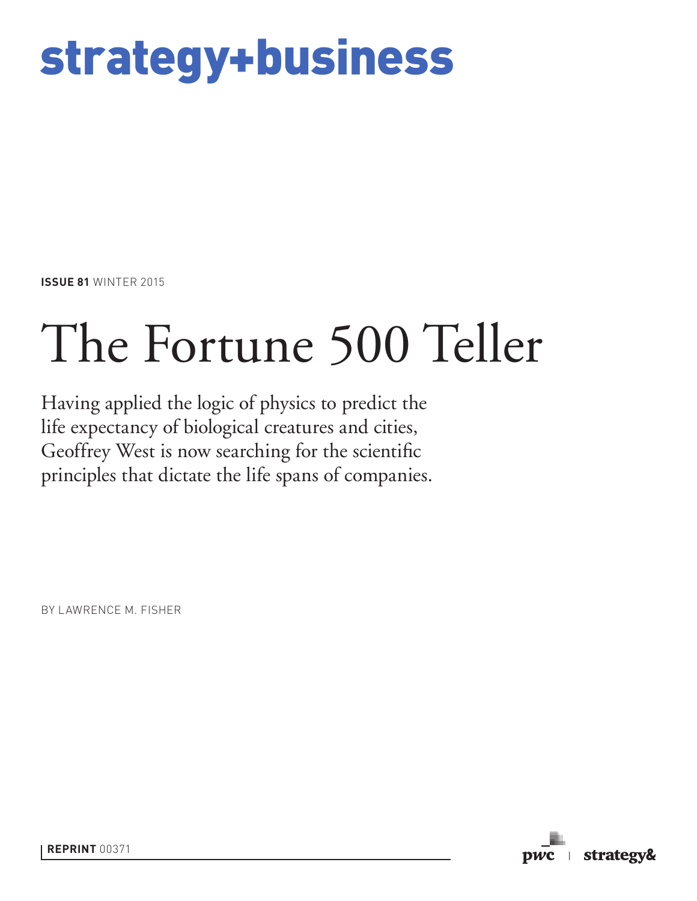strategy+business

**ISSUE 81** WINTER 2015

# The Fortune 500 Teller

Having applied the logic of physics to predict the life expectancy of biological creatures and cities, Geoffrey West is now searching for the scientific principles that dictate the life spans of companies.

BY LAWRENCE M. FISHER

**REPRINT** 00371

pwc | strategy&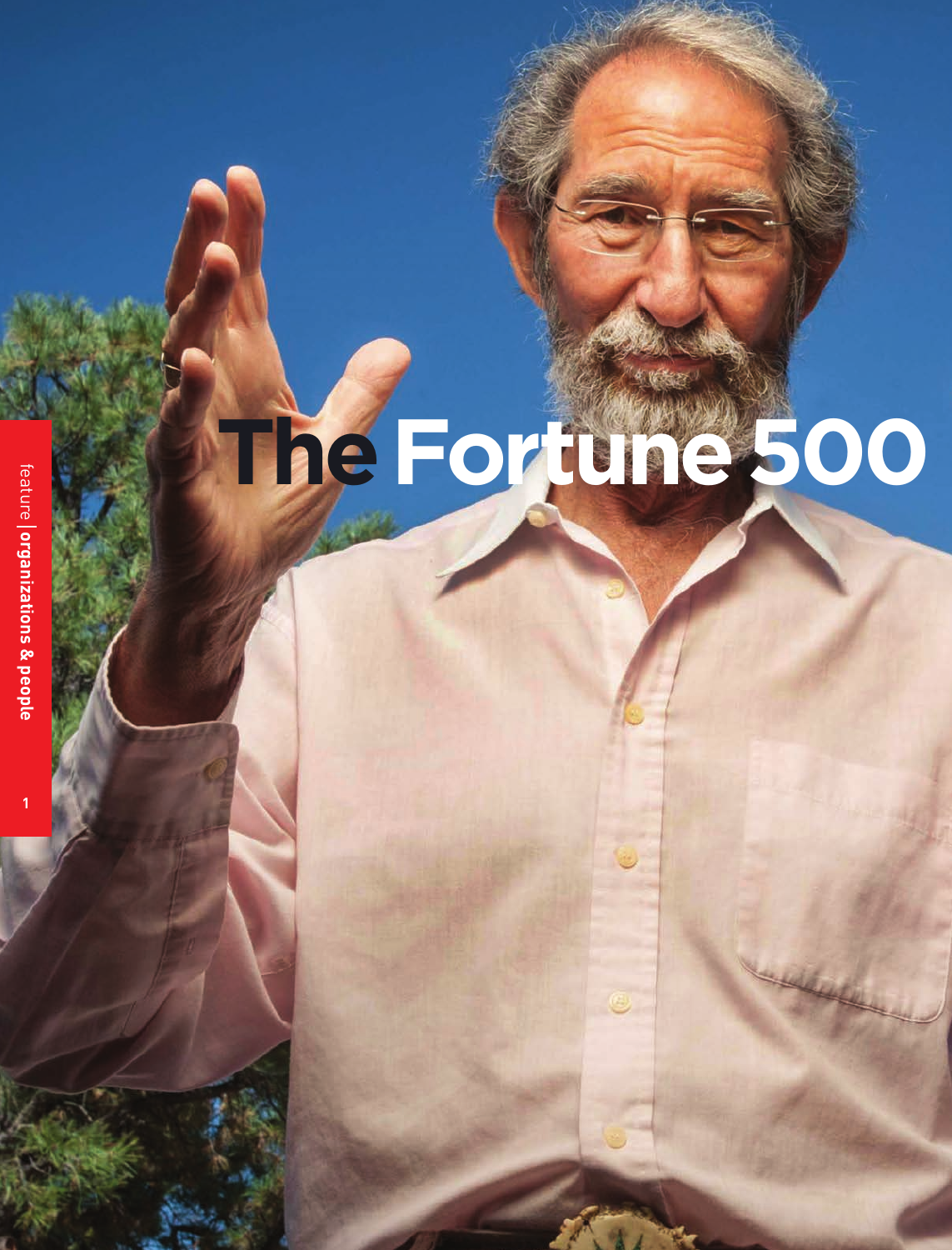# The Fortune 500

feature | **organizations & people**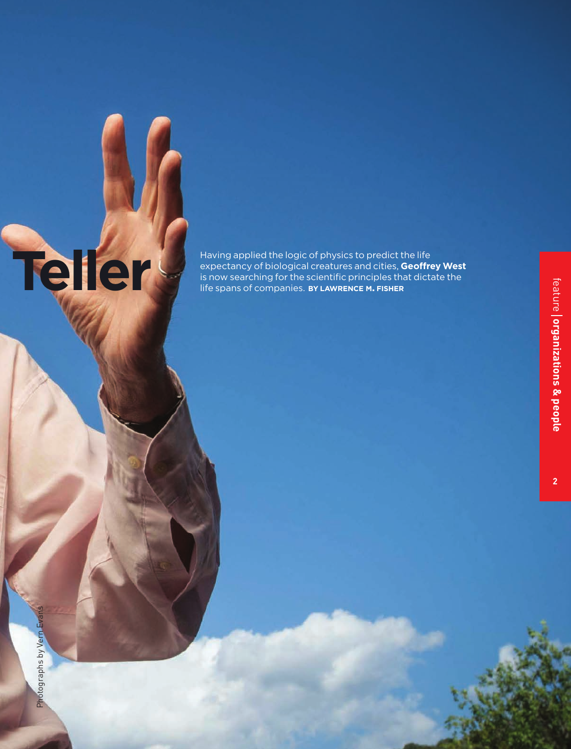# Teller

Having applied the logic of physics to predict the life expectancy of biological creatures and cities, **Geoffrey West** is now searching for the scientific principles that dictate the life spans of companies. **BY LAWRENCE M. FISHER**

Photographs by Vern Evans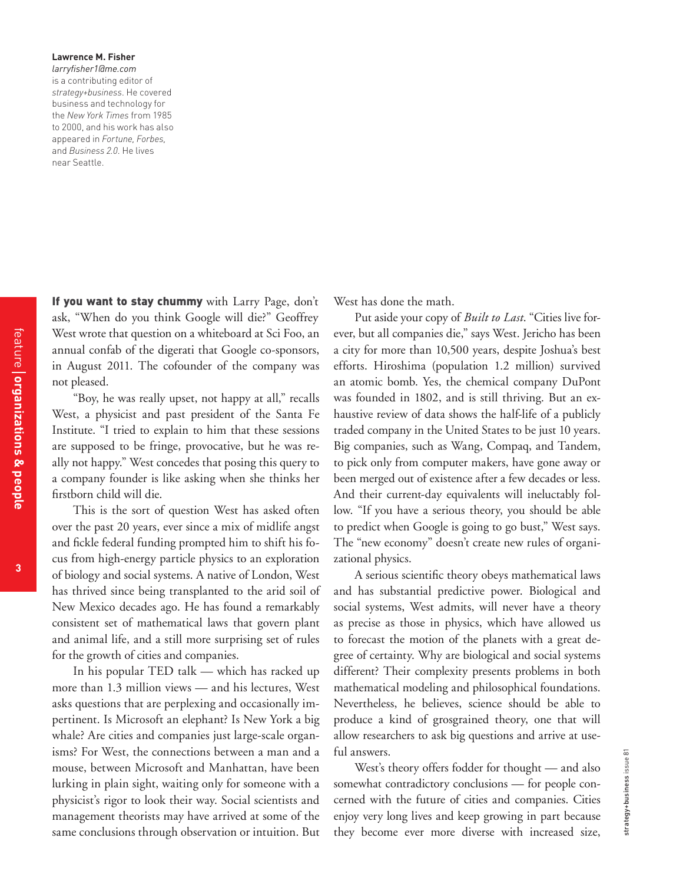**Lawrence M. Fisher**
*larryfisher1@me.com*
is a contributing editor of *strategy+business*. He covered business and technology for the *New York Times* from 1985 to 2000, and his work has also appeared in *Fortune*, *Forbes*, and *Business 2.0*. He lives near Seattle.

**If you want to stay chummy** with Larry Page, don't ask, "When do you think Google will die?" Geoffrey West wrote that question on a whiteboard at Sci Foo, an annual confab of the digerati that Google co-sponsors, in August 2011. The cofounder of the company was not pleased.

"Boy, he was really upset, not happy at all," recalls West, a physicist and past president of the Santa Fe Institute. "I tried to explain to him that these sessions are supposed to be fringe, provocative, but he was really not happy." West concedes that posing this query to a company founder is like asking when she thinks her firstborn child will die.

This is the sort of question West has asked often over the past 20 years, ever since a mix of midlife angst and fickle federal funding prompted him to shift his focus from high-energy particle physics to an exploration of biology and social systems. A native of London, West has thrived since being transplanted to the arid soil of New Mexico decades ago. He has found a remarkably consistent set of mathematical laws that govern plant and animal life, and a still more surprising set of rules for the growth of cities and companies.

In his popular TED talk — which has racked up more than 1.3 million views — and his lectures, West asks questions that are perplexing and occasionally impertinent. Is Microsoft an elephant? Is New York a big whale? Are cities and companies just large-scale organisms? For West, the connections between a man and a mouse, between Microsoft and Manhattan, have been lurking in plain sight, waiting only for someone with a physicist's rigor to look their way. Social scientists and management theorists may have arrived at some of the same conclusions through observation or intuition. But West has done the math.

Put aside your copy of *Built to Last*. "Cities live forever, but all companies die," says West. Jericho has been a city for more than 10,500 years, despite Joshua's best efforts. Hiroshima (population 1.2 million) survived an atomic bomb. Yes, the chemical company DuPont was founded in 1802, and is still thriving. But an exhaustive review of data shows the half-life of a publicly traded company in the United States to be just 10 years. Big companies, such as Wang, Compaq, and Tandem, to pick only from computer makers, have gone away or been merged out of existence after a few decades or less. And their current-day equivalents will ineluctably follow. "If you have a serious theory, you should be able to predict when Google is going to go bust," West says. The "new economy" doesn't create new rules of organizational physics.

A serious scientific theory obeys mathematical laws and has substantial predictive power. Biological and social systems, West admits, will never have a theory as precise as those in physics, which have allowed us to forecast the motion of the planets with a great degree of certainty. Why are biological and social systems different? Their complexity presents problems in both mathematical modeling and philosophical foundations. Nevertheless, he believes, science should be able to produce a kind of grosgrained theory, one that will allow researchers to ask big questions and arrive at useful answers.

West's theory offers fodder for thought — and also somewhat contradictory conclusions — for people concerned with the future of cities and companies. Cities enjoy very long lives and keep growing in part because they become ever more diverse with increased size,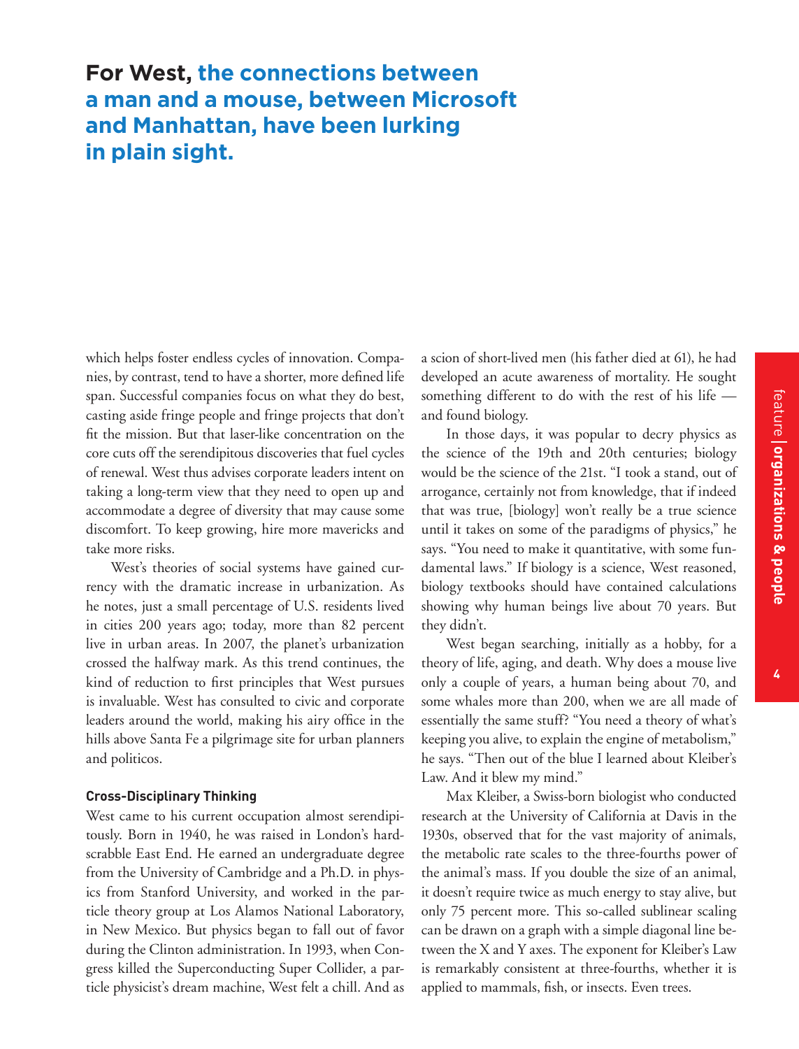**For West, the connections between a man and a mouse, between Microsoft and Manhattan, have been lurking in plain sight.**

which helps foster endless cycles of innovation. Companies, by contrast, tend to have a shorter, more defined life span. Successful companies focus on what they do best, casting aside fringe people and fringe projects that don't fit the mission. But that laser-like concentration on the core cuts off the serendipitous discoveries that fuel cycles of renewal. West thus advises corporate leaders intent on taking a long-term view that they need to open up and accommodate a degree of diversity that may cause some discomfort. To keep growing, hire more mavericks and take more risks.

West's theories of social systems have gained currency with the dramatic increase in urbanization. As he notes, just a small percentage of U.S. residents lived in cities 200 years ago; today, more than 82 percent live in urban areas. In 2007, the planet's urbanization crossed the halfway mark. As this trend continues, the kind of reduction to first principles that West pursues is invaluable. West has consulted to civic and corporate leaders around the world, making his airy office in the hills above Santa Fe a pilgrimage site for urban planners and politicos.

### Cross-Disciplinary Thinking

West came to his current occupation almost serendipitously. Born in 1940, he was raised in London's hardscrabble East End. He earned an undergraduate degree from the University of Cambridge and a Ph.D. in physics from Stanford University, and worked in the particle theory group at Los Alamos National Laboratory, in New Mexico. But physics began to fall out of favor during the Clinton administration. In 1993, when Congress killed the Superconducting Super Collider, a particle physicist's dream machine, West felt a chill. And as a scion of short-lived men (his father died at 61), he had developed an acute awareness of mortality. He sought something different to do with the rest of his life — and found biology.

In those days, it was popular to decry physics as the science of the 19th and 20th centuries; biology would be the science of the 21st. "I took a stand, out of arrogance, certainly not from knowledge, that if indeed that was true, [biology] won't really be a true science until it takes on some of the paradigms of physics," he says. "You need to make it quantitative, with some fundamental laws." If biology is a science, West reasoned, biology textbooks should have contained calculations showing why human beings live about 70 years. But they didn't.

West began searching, initially as a hobby, for a theory of life, aging, and death. Why does a mouse live only a couple of years, a human being about 70, and some whales more than 200, when we are all made of essentially the same stuff? "You need a theory of what's keeping you alive, to explain the engine of metabolism," he says. "Then out of the blue I learned about Kleiber's Law. And it blew my mind."

Max Kleiber, a Swiss-born biologist who conducted research at the University of California at Davis in the 1930s, observed that for the vast majority of animals, the metabolic rate scales to the three-fourths power of the animal's mass. If you double the size of an animal, it doesn't require twice as much energy to stay alive, but only 75 percent more. This so-called sublinear scaling can be drawn on a graph with a simple diagonal line between the X and Y axes. The exponent for Kleiber's Law is remarkably consistent at three-fourths, whether it is applied to mammals, fish, or insects. Even trees.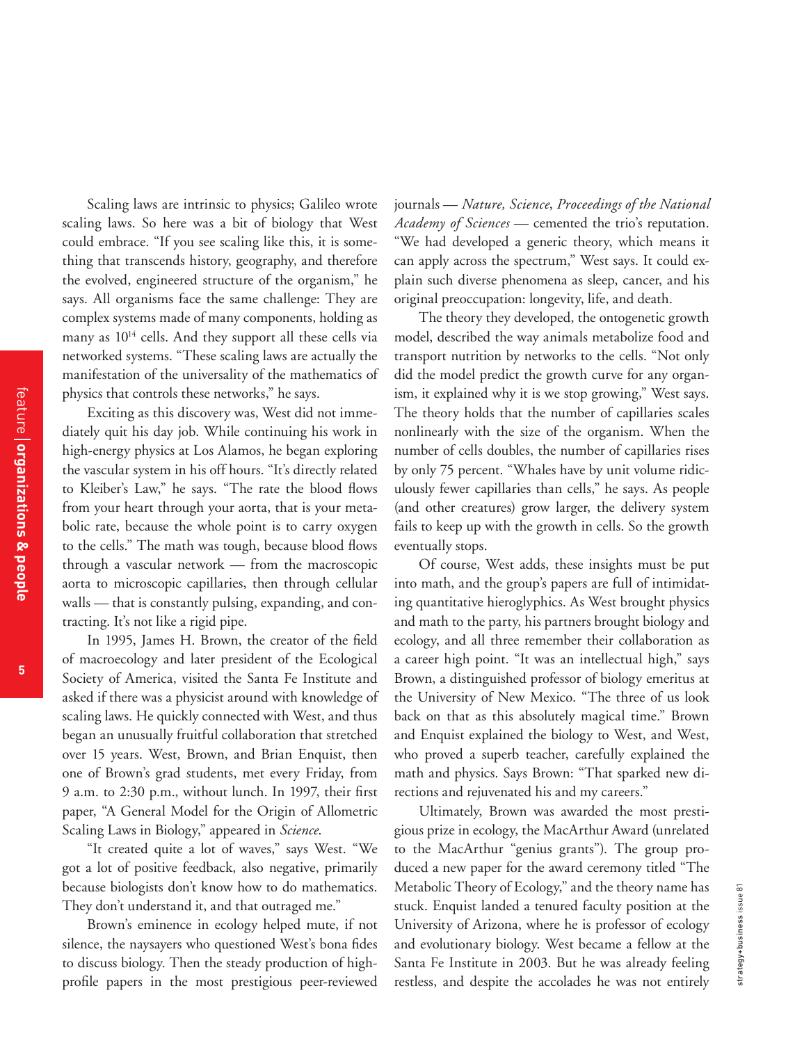Scaling laws are intrinsic to physics; Galileo wrote scaling laws. So here was a bit of biology that West could embrace. "If you see scaling like this, it is something that transcends history, geography, and therefore the evolved, engineered structure of the organism," he says. All organisms face the same challenge: They are complex systems made of many components, holding as many as $10^{14}$ cells. And they support all these cells via networked systems. "These scaling laws are actually the manifestation of the universality of the mathematics of physics that controls these networks," he says.

Exciting as this discovery was, West did not immediately quit his day job. While continuing his work in high-energy physics at Los Alamos, he began exploring the vascular system in his off hours. "It's directly related to Kleiber's Law," he says. "The rate the blood flows from your heart through your aorta, that is your metabolic rate, because the whole point is to carry oxygen to the cells." The math was tough, because blood flows through a vascular network — from the macroscopic aorta to microscopic capillaries, then through cellular walls — that is constantly pulsing, expanding, and contracting. It's not like a rigid pipe.

In 1995, James H. Brown, the creator of the field of macroecology and later president of the Ecological Society of America, visited the Santa Fe Institute and asked if there was a physicist around with knowledge of scaling laws. He quickly connected with West, and thus began an unusually fruitful collaboration that stretched over 15 years. West, Brown, and Brian Enquist, then one of Brown's grad students, met every Friday, from 9 a.m. to 2:30 p.m., without lunch. In 1997, their first paper, "A General Model for the Origin of Allometric Scaling Laws in Biology," appeared in *Science*.

"It created quite a lot of waves," says West. "We got a lot of positive feedback, also negative, primarily because biologists don't know how to do mathematics. They don't understand it, and that outraged me."

Brown's eminence in ecology helped mute, if not silence, the naysayers who questioned West's bona fides to discuss biology. Then the steady production of high-profile papers in the most prestigious peer-reviewed journals — *Nature, Science*, *Proceedings of the National Academy of Sciences* — cemented the trio's reputation. "We had developed a generic theory, which means it can apply across the spectrum," West says. It could explain such diverse phenomena as sleep, cancer, and his original preoccupation: longevity, life, and death.

The theory they developed, the ontogenetic growth model, described the way animals metabolize food and transport nutrition by networks to the cells. "Not only did the model predict the growth curve for any organism, it explained why it is we stop growing," West says. The theory holds that the number of capillaries scales nonlinearly with the size of the organism. When the number of cells doubles, the number of capillaries rises by only 75 percent. "Whales have by unit volume ridiculously fewer capillaries than cells," he says. As people (and other creatures) grow larger, the delivery system fails to keep up with the growth in cells. So the growth eventually stops.

Of course, West adds, these insights must be put into math, and the group's papers are full of intimidating quantitative hieroglyphics. As West brought physics and math to the party, his partners brought biology and ecology, and all three remember their collaboration as a career high point. "It was an intellectual high," says Brown, a distinguished professor of biology emeritus at the University of New Mexico. "The three of us look back on that as this absolutely magical time." Brown and Enquist explained the biology to West, and West, who proved a superb teacher, carefully explained the math and physics. Says Brown: "That sparked new directions and rejuvenated his and my careers."

Ultimately, Brown was awarded the most prestigious prize in ecology, the MacArthur Award (unrelated to the MacArthur "genius grants"). The group produced a new paper for the award ceremony titled "The Metabolic Theory of Ecology," and the theory name has stuck. Enquist landed a tenured faculty position at the University of Arizona, where he is professor of ecology and evolutionary biology. West became a fellow at the Santa Fe Institute in 2003. But he was already feeling restless, and despite the accolades he was not entirely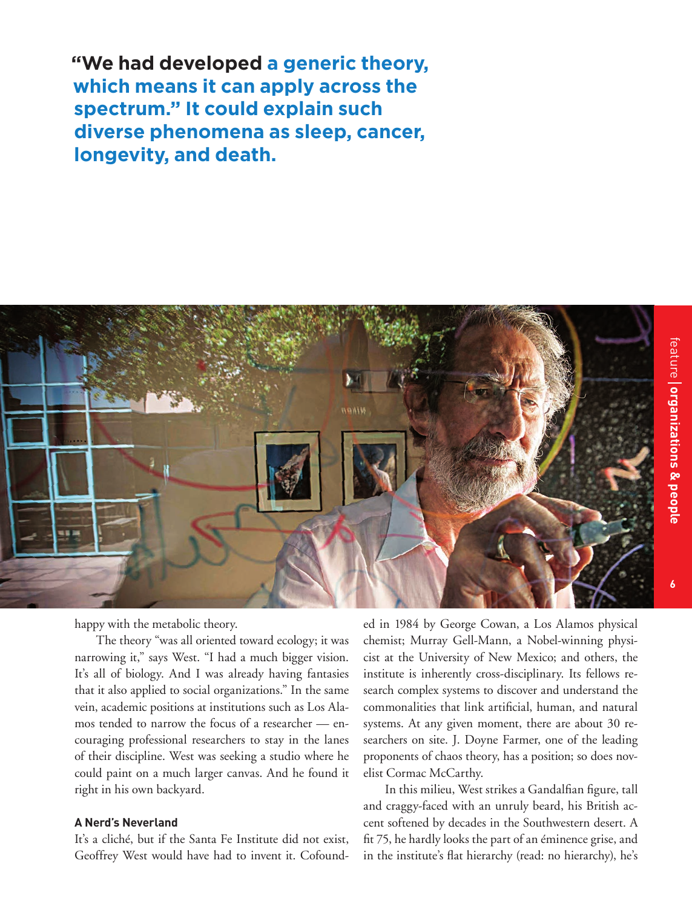**“We had developed a generic theory, which means it can apply across the spectrum.” It could explain such diverse phenomena as sleep, cancer, longevity, and death.**

happy with the metabolic theory.

The theory “was all oriented toward ecology; it was narrowing it,” says West. “I had a much bigger vision. It’s all of biology. And I was already having fantasies that it also applied to social organizations.” In the same vein, academic positions at institutions such as Los Alamos tended to narrow the focus of a researcher — encouraging professional researchers to stay in the lanes of their discipline. West was seeking a studio where he could paint on a much larger canvas. And he found it right in his own backyard.

### A Nerd’s Neverland

It’s a cliché, but if the Santa Fe Institute did not exist, Geoffrey West would have had to invent it. Cofounded in 1984 by George Cowan, a Los Alamos physical chemist; Murray Gell-Mann, a Nobel-winning physicist at the University of New Mexico; and others, the institute is inherently cross-disciplinary. Its fellows research complex systems to discover and understand the commonalities that link artificial, human, and natural systems. At any given moment, there are about 30 researchers on site. J. Doyne Farmer, one of the leading proponents of chaos theory, has a position; so does novelist Cormac McCarthy.

In this milieu, West strikes a Gandalfian figure, tall and craggy-faced with an unruly beard, his British accent softened by decades in the Southwestern desert. A fit 75, he hardly looks the part of an éminence grise, and in the institute’s flat hierarchy (read: no hierarchy), he’s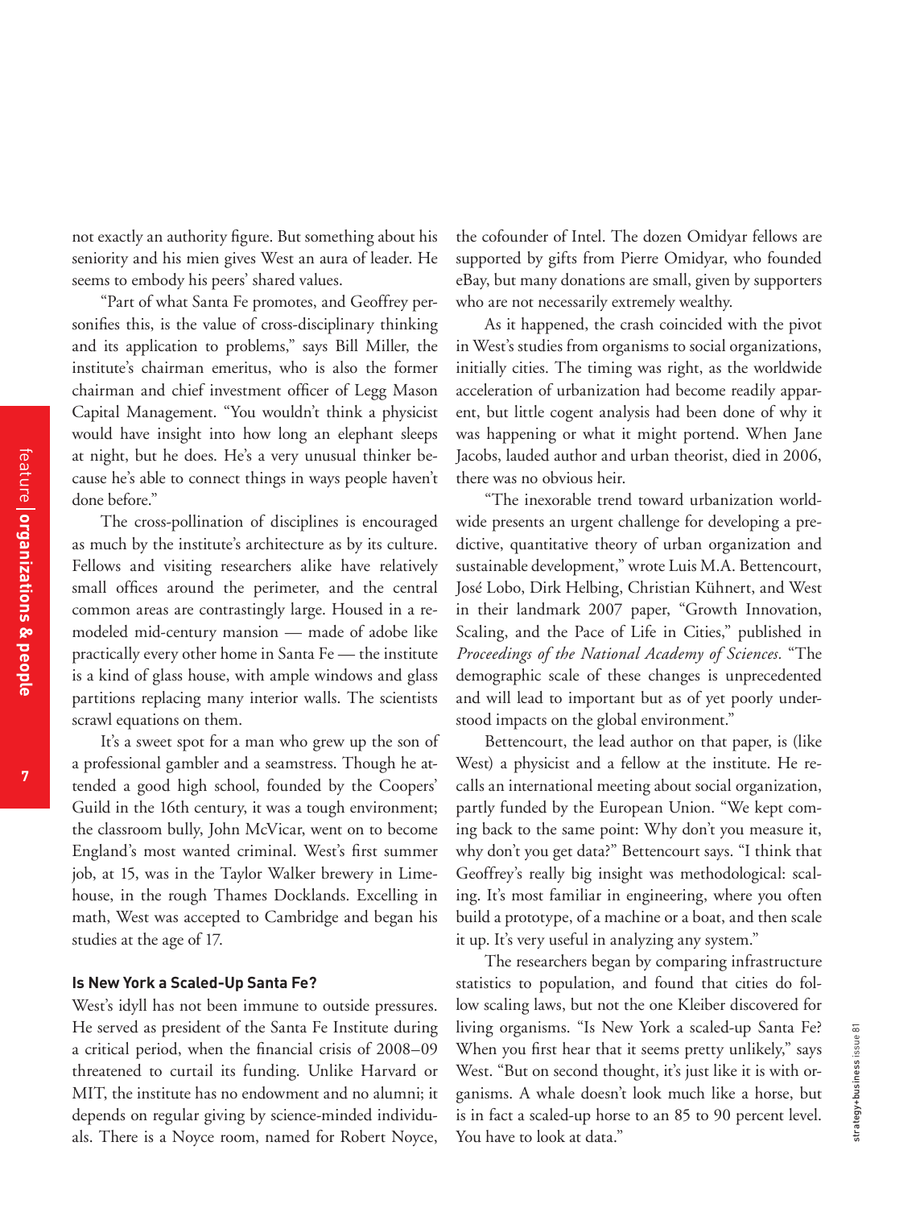not exactly an authority figure. But something about his seniority and his mien gives West an aura of leader. He seems to embody his peers' shared values.

"Part of what Santa Fe promotes, and Geoffrey personifies this, is the value of cross-disciplinary thinking and its application to problems," says Bill Miller, the institute's chairman emeritus, who is also the former chairman and chief investment officer of Legg Mason Capital Management. "You wouldn't think a physicist would have insight into how long an elephant sleeps at night, but he does. He's a very unusual thinker because he's able to connect things in ways people haven't done before."

The cross-pollination of disciplines is encouraged as much by the institute's architecture as by its culture. Fellows and visiting researchers alike have relatively small offices around the perimeter, and the central common areas are contrastingly large. Housed in a remodeled mid-century mansion — made of adobe like practically every other home in Santa Fe — the institute is a kind of glass house, with ample windows and glass partitions replacing many interior walls. The scientists scrawl equations on them.

It's a sweet spot for a man who grew up the son of a professional gambler and a seamstress. Though he attended a good high school, founded by the Coopers' Guild in the 16th century, it was a tough environment; the classroom bully, John McVicar, went on to become England's most wanted criminal. West's first summer job, at 15, was in the Taylor Walker brewery in Limehouse, in the rough Thames Docklands. Excelling in math, West was accepted to Cambridge and began his studies at the age of 17.

### Is New York a Scaled-Up Santa Fe?

West's idyll has not been immune to outside pressures. He served as president of the Santa Fe Institute during a critical period, when the financial crisis of 2008–09 threatened to curtail its funding. Unlike Harvard or MIT, the institute has no endowment and no alumni; it depends on regular giving by science-minded individuals. There is a Noyce room, named for Robert Noyce, the cofounder of Intel. The dozen Omidyar fellows are supported by gifts from Pierre Omidyar, who founded eBay, but many donations are small, given by supporters who are not necessarily extremely wealthy.

As it happened, the crash coincided with the pivot in West's studies from organisms to social organizations, initially cities. The timing was right, as the worldwide acceleration of urbanization had become readily apparent, but little cogent analysis had been done of why it was happening or what it might portend. When Jane Jacobs, lauded author and urban theorist, died in 2006, there was no obvious heir.

"The inexorable trend toward urbanization worldwide presents an urgent challenge for developing a predictive, quantitative theory of urban organization and sustainable development," wrote Luis M.A. Bettencourt, José Lobo, Dirk Helbing, Christian Kühnert, and West in their landmark 2007 paper, "Growth Innovation, Scaling, and the Pace of Life in Cities," published in *Proceedings of the National Academy of Sciences*. "The demographic scale of these changes is unprecedented and will lead to important but as of yet poorly understood impacts on the global environment."

Bettencourt, the lead author on that paper, is (like West) a physicist and a fellow at the institute. He recalls an international meeting about social organization, partly funded by the European Union. "We kept coming back to the same point: Why don't you measure it, why don't you get data?" Bettencourt says. "I think that Geoffrey's really big insight was methodological: scaling. It's most familiar in engineering, where you often build a prototype, of a machine or a boat, and then scale it up. It's very useful in analyzing any system."

The researchers began by comparing infrastructure statistics to population, and found that cities do follow scaling laws, but not the one Kleiber discovered for living organisms. "Is New York a scaled-up Santa Fe? When you first hear that it seems pretty unlikely," says West. "But on second thought, it's just like it is with organisms. A whale doesn't look much like a horse, but is in fact a scaled-up horse to an 85 to 90 percent level. You have to look at data."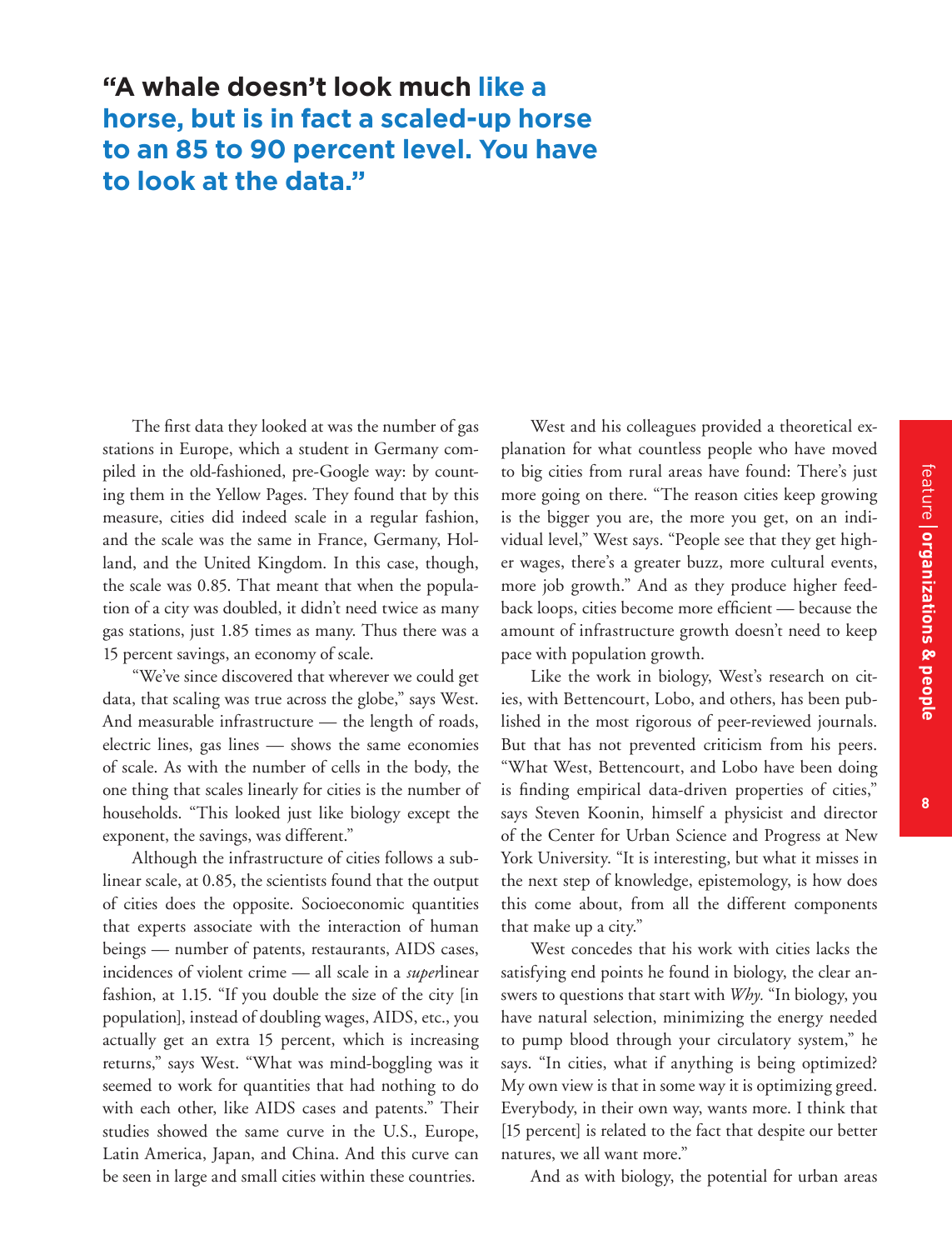**"A whale doesn't look much like a horse, but is in fact a scaled-up horse to an 85 to 90 percent level. You have to look at the data."**

The first data they looked at was the number of gas stations in Europe, which a student in Germany compiled in the old-fashioned, pre-Google way: by counting them in the Yellow Pages. They found that by this measure, cities did indeed scale in a regular fashion, and the scale was the same in France, Germany, Holland, and the United Kingdom. In this case, though, the scale was 0.85. That meant that when the population of a city was doubled, it didn't need twice as many gas stations, just 1.85 times as many. Thus there was a 15 percent savings, an economy of scale.

"We've since discovered that wherever we could get data, that scaling was true across the globe," says West. And measurable infrastructure — the length of roads, electric lines, gas lines — shows the same economies of scale. As with the number of cells in the body, the one thing that scales linearly for cities is the number of households. "This looked just like biology except the exponent, the savings, was different."

Although the infrastructure of cities follows a sublinear scale, at 0.85, the scientists found that the output of cities does the opposite. Socioeconomic quantities that experts associate with the interaction of human beings — number of patents, restaurants, AIDS cases, incidences of violent crime — all scale in a *super*linear fashion, at 1.15. "If you double the size of the city [in population], instead of doubling wages, AIDS, etc., you actually get an extra 15 percent, which is increasing returns," says West. "What was mind-boggling was it seemed to work for quantities that had nothing to do with each other, like AIDS cases and patents." Their studies showed the same curve in the U.S., Europe, Latin America, Japan, and China. And this curve can be seen in large and small cities within these countries.

West and his colleagues provided a theoretical explanation for what countless people who have moved to big cities from rural areas have found: There's just more going on there. "The reason cities keep growing is the bigger you are, the more you get, on an individual level," West says. "People see that they get higher wages, there's a greater buzz, more cultural events, more job growth." And as they produce higher feedback loops, cities become more efficient — because the amount of infrastructure growth doesn't need to keep pace with population growth.

Like the work in biology, West's research on cities, with Bettencourt, Lobo, and others, has been published in the most rigorous of peer-reviewed journals. But that has not prevented criticism from his peers. "What West, Bettencourt, and Lobo have been doing is finding empirical data-driven properties of cities," says Steven Koonin, himself a physicist and director of the Center for Urban Science and Progress at New York University. "It is interesting, but what it misses in the next step of knowledge, epistemology, is how does this come about, from all the different components that make up a city."

West concedes that his work with cities lacks the satisfying end points he found in biology, the clear answers to questions that start with *Why*. "In biology, you have natural selection, minimizing the energy needed to pump blood through your circulatory system," he says. "In cities, what if anything is being optimized? My own view is that in some way it is optimizing greed. Everybody, in their own way, wants more. I think that [15 percent] is related to the fact that despite our better natures, we all want more."

And as with biology, the potential for urban areas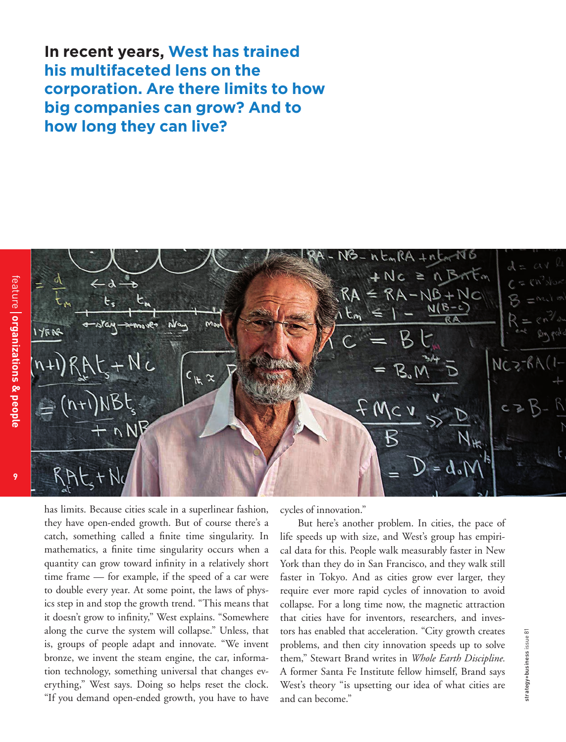**In recent years, West has trained his multifaceted lens on the corporation. Are there limits to how big companies can grow? And to how long they can live?**

has limits. Because cities scale in a superlinear fashion, they have open-ended growth. But of course there's a catch, something called a finite time singularity. In mathematics, a finite time singularity occurs when a quantity can grow toward infinity in a relatively short time frame — for example, if the speed of a car were to double every year. At some point, the laws of physics step in and stop the growth trend. "This means that it doesn't grow to infinity," West explains. "Somewhere along the curve the system will collapse." Unless, that is, groups of people adapt and innovate. "We invent bronze, we invent the steam engine, the car, information technology, something universal that changes everything," West says. Doing so helps reset the clock. "If you demand open-ended growth, you have to have cycles of innovation."

But here's another problem. In cities, the pace of life speeds up with size, and West's group has empirical data for this. People walk measurably faster in New York than they do in San Francisco, and they walk still faster in Tokyo. And as cities grow ever larger, they require ever more rapid cycles of innovation to avoid collapse. For a long time now, the magnetic attraction that cities have for inventors, researchers, and investors has enabled that acceleration. "City growth creates problems, and then city innovation speeds up to solve them," Stewart Brand writes in *Whole Earth Discipline.* A former Santa Fe Institute fellow himself, Brand says West's theory "is upsetting our idea of what cities are and can become."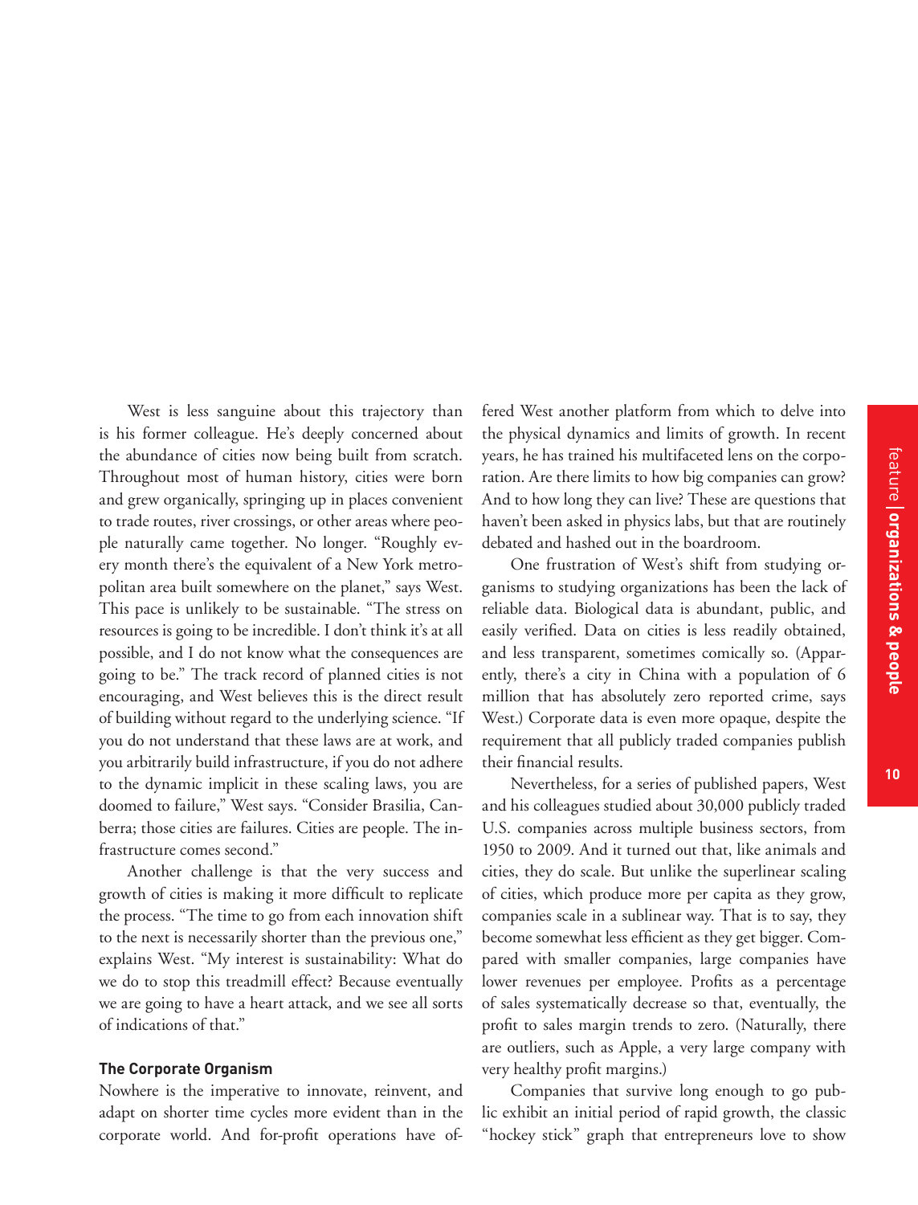West is less sanguine about this trajectory than is his former colleague. He's deeply concerned about the abundance of cities now being built from scratch. Throughout most of human history, cities were born and grew organically, springing up in places convenient to trade routes, river crossings, or other areas where people naturally came together. No longer. "Roughly every month there's the equivalent of a New York metropolitan area built somewhere on the planet," says West. This pace is unlikely to be sustainable. "The stress on resources is going to be incredible. I don't think it's at all possible, and I do not know what the consequences are going to be." The track record of planned cities is not encouraging, and West believes this is the direct result of building without regard to the underlying science. "If you do not understand that these laws are at work, and you arbitrarily build infrastructure, if you do not adhere to the dynamic implicit in these scaling laws, you are doomed to failure," West says. "Consider Brasilia, Canberra; those cities are failures. Cities are people. The infrastructure comes second."

Another challenge is that the very success and growth of cities is making it more difficult to replicate the process. "The time to go from each innovation shift to the next is necessarily shorter than the previous one," explains West. "My interest is sustainability: What do we do to stop this treadmill effect? Because eventually we are going to have a heart attack, and we see all sorts of indications of that."

### The Corporate Organism

Nowhere is the imperative to innovate, reinvent, and adapt on shorter time cycles more evident than in the corporate world. And for-profit operations have offered West another platform from which to delve into the physical dynamics and limits of growth. In recent years, he has trained his multifaceted lens on the corporation. Are there limits to how big companies can grow? And to how long they can live? These are questions that haven't been asked in physics labs, but that are routinely debated and hashed out in the boardroom.

One frustration of West's shift from studying organisms to studying organizations has been the lack of reliable data. Biological data is abundant, public, and easily verified. Data on cities is less readily obtained, and less transparent, sometimes comically so. (Apparently, there's a city in China with a population of 6 million that has absolutely zero reported crime, says West.) Corporate data is even more opaque, despite the requirement that all publicly traded companies publish their financial results.

Nevertheless, for a series of published papers, West and his colleagues studied about 30,000 publicly traded U.S. companies across multiple business sectors, from 1950 to 2009. And it turned out that, like animals and cities, they do scale. But unlike the superlinear scaling of cities, which produce more per capita as they grow, companies scale in a sublinear way. That is to say, they become somewhat less efficient as they get bigger. Compared with smaller companies, large companies have lower revenues per employee. Profits as a percentage of sales systematically decrease so that, eventually, the profit to sales margin trends to zero. (Naturally, there are outliers, such as Apple, a very large company with very healthy profit margins.)

Companies that survive long enough to go public exhibit an initial period of rapid growth, the classic "hockey stick" graph that entrepreneurs love to show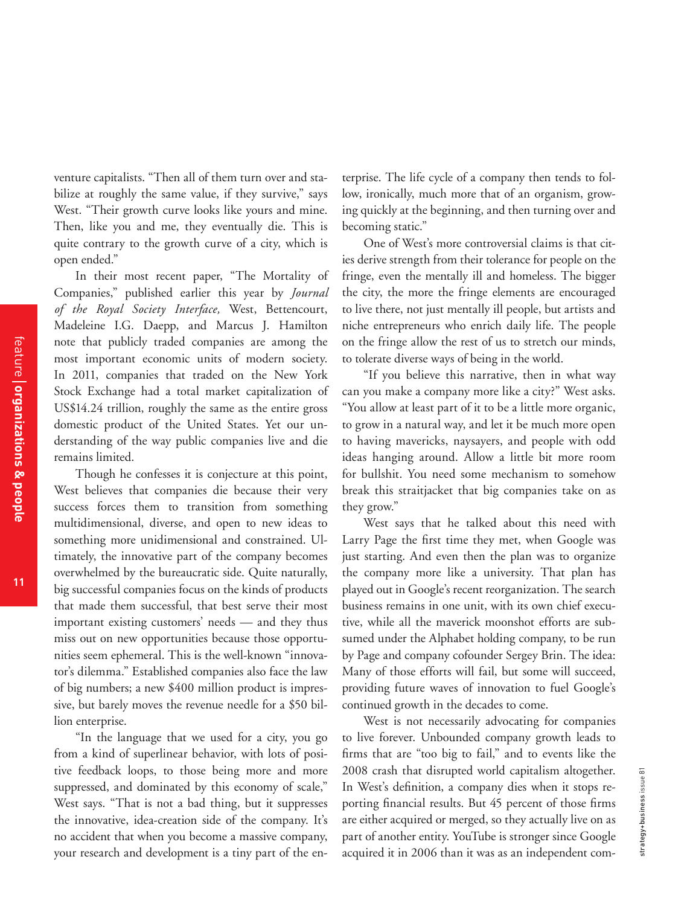venture capitalists. "Then all of them turn over and stabilize at roughly the same value, if they survive," says West. "Their growth curve looks like yours and mine. Then, like you and me, they eventually die. This is quite contrary to the growth curve of a city, which is open ended."

In their most recent paper, "The Mortality of Companies," published earlier this year by *Journal of the Royal Society Interface,* West, Bettencourt, Madeleine I.G. Daepp, and Marcus J. Hamilton note that publicly traded companies are among the most important economic units of modern society. In 2011, companies that traded on the New York Stock Exchange had a total market capitalization of US$14.24 trillion, roughly the same as the entire gross domestic product of the United States. Yet our understanding of the way public companies live and die remains limited.

Though he confesses it is conjecture at this point, West believes that companies die because their very success forces them to transition from something multidimensional, diverse, and open to new ideas to something more unidimensional and constrained. Ultimately, the innovative part of the company becomes overwhelmed by the bureaucratic side. Quite naturally, big successful companies focus on the kinds of products that made them successful, that best serve their most important existing customers' needs — and they thus miss out on new opportunities because those opportunities seem ephemeral. This is the well-known "innovator's dilemma." Established companies also face the law of big numbers; a new $400 million product is impressive, but barely moves the revenue needle for a $50 billion enterprise.

"In the language that we used for a city, you go from a kind of superlinear behavior, with lots of positive feedback loops, to those being more and more suppressed, and dominated by this economy of scale," West says. "That is not a bad thing, but it suppresses the innovative, idea-creation side of the company. It's no accident that when you become a massive company, your research and development is a tiny part of the enterprise. The life cycle of a company then tends to follow, ironically, much more that of an organism, growing quickly at the beginning, and then turning over and becoming static."

One of West's more controversial claims is that cities derive strength from their tolerance for people on the fringe, even the mentally ill and homeless. The bigger the city, the more the fringe elements are encouraged to live there, not just mentally ill people, but artists and niche entrepreneurs who enrich daily life. The people on the fringe allow the rest of us to stretch our minds, to tolerate diverse ways of being in the world.

"If you believe this narrative, then in what way can you make a company more like a city?" West asks. "You allow at least part of it to be a little more organic, to grow in a natural way, and let it be much more open to having mavericks, naysayers, and people with odd ideas hanging around. Allow a little bit more room for bullshit. You need some mechanism to somehow break this straitjacket that big companies take on as they grow."

West says that he talked about this need with Larry Page the first time they met, when Google was just starting. And even then the plan was to organize the company more like a university. That plan has played out in Google's recent reorganization. The search business remains in one unit, with its own chief executive, while all the maverick moonshot efforts are subsumed under the Alphabet holding company, to be run by Page and company cofounder Sergey Brin. The idea: Many of those efforts will fail, but some will succeed, providing future waves of innovation to fuel Google's continued growth in the decades to come.

West is not necessarily advocating for companies to live forever. Unbounded company growth leads to firms that are "too big to fail," and to events like the 2008 crash that disrupted world capitalism altogether. In West's definition, a company dies when it stops reporting financial results. But 45 percent of those firms are either acquired or merged, so they actually live on as part of another entity. YouTube is stronger since Google acquired it in 2006 than it was as an independent com-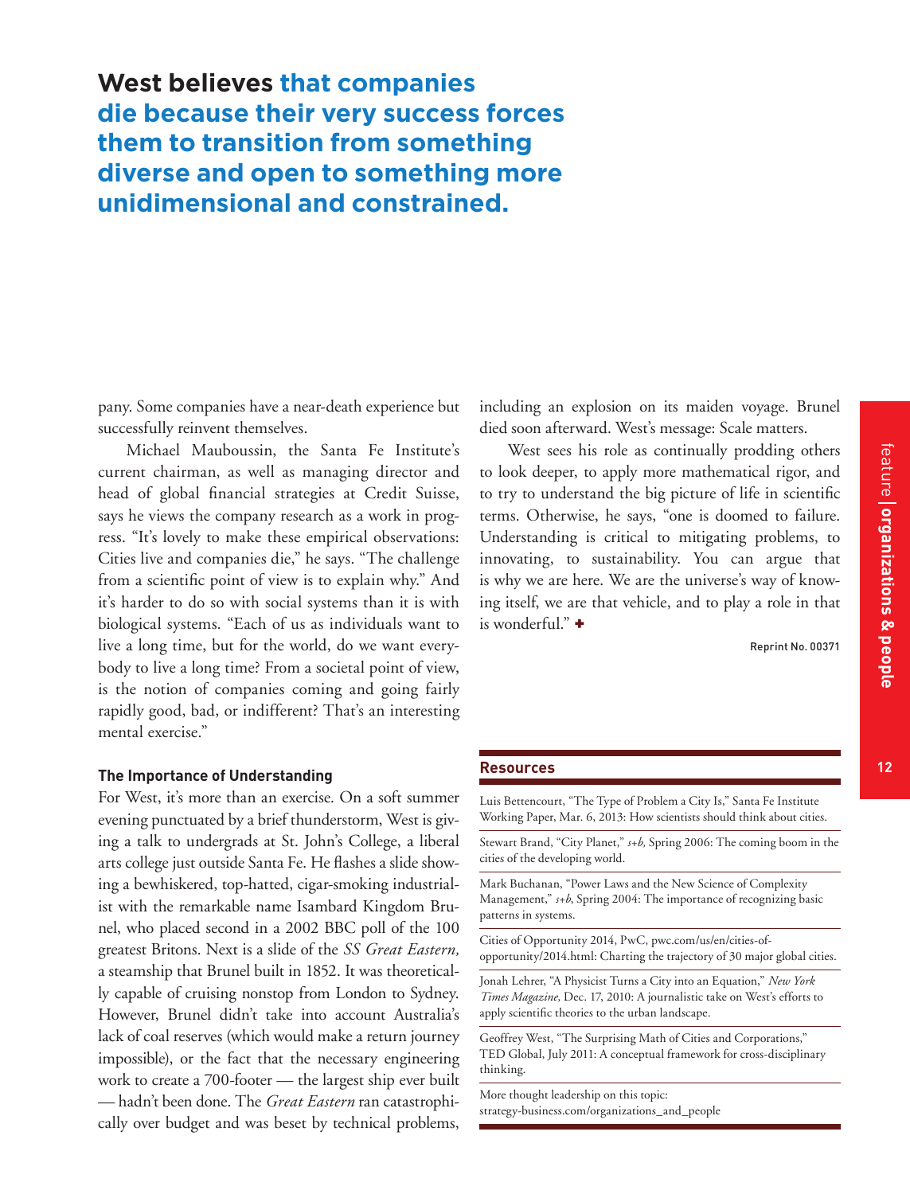**West believes that companies die because their very success forces them to transition from something diverse and open to something more unidimensional and constrained.**

pany. Some companies have a near-death experience but successfully reinvent themselves.

Michael Mauboussin, the Santa Fe Institute's current chairman, as well as managing director and head of global financial strategies at Credit Suisse, says he views the company research as a work in progress. "It's lovely to make these empirical observations: Cities live and companies die," he says. "The challenge from a scientific point of view is to explain why." And it's harder to do so with social systems than it is with biological systems. "Each of us as individuals want to live a long time, but for the world, do we want everybody to live a long time? From a societal point of view, is the notion of companies coming and going fairly rapidly good, bad, or indifferent? That's an interesting mental exercise."

### The Importance of Understanding

For West, it's more than an exercise. On a soft summer evening punctuated by a brief thunderstorm, West is giving a talk to undergrads at St. John's College, a liberal arts college just outside Santa Fe. He flashes a slide showing a bewhiskered, top-hatted, cigar-smoking industrialist with the remarkable name Isambard Kingdom Brunel, who placed second in a 2002 BBC poll of the 100 greatest Britons. Next is a slide of the *SS Great Eastern,* a steamship that Brunel built in 1852. It was theoretically capable of cruising nonstop from London to Sydney. However, Brunel didn't take into account Australia's lack of coal reserves (which would make a return journey impossible), or the fact that the necessary engineering work to create a 700-footer — the largest ship ever built — hadn't been done. The *Great Eastern* ran catastrophically over budget and was beset by technical problems, including an explosion on its maiden voyage. Brunel died soon afterward. West's message: Scale matters.

West sees his role as continually prodding others to look deeper, to apply more mathematical rigor, and to try to understand the big picture of life in scientific terms. Otherwise, he says, "one is doomed to failure. Understanding is critical to mitigating problems, to innovating, to sustainability. You can argue that is why we are here. We are the universe's way of knowing itself, we are that vehicle, and to play a role in that is wonderful." +

Reprint No. 00371

### Resources

Luis Bettencourt, "The Type of Problem a City Is," Santa Fe Institute Working Paper, Mar. 6, 2013: How scientists should think about cities.

Stewart Brand, "City Planet," *s+b,* Spring 2006: The coming boom in the cities of the developing world.

Mark Buchanan, "Power Laws and the New Science of Complexity Management," *s+b,* Spring 2004: The importance of recognizing basic patterns in systems.

Cities of Opportunity 2014, PwC, pwc.com/us/en/cities-of-opportunity/2014.html: Charting the trajectory of 30 major global cities.

Jonah Lehrer, "A Physicist Turns a City into an Equation," *New York Times Magazine,* Dec. 17, 2010: A journalistic take on West's efforts to apply scientific theories to the urban landscape.

Geoffrey West, "The Surprising Math of Cities and Corporations," TED Global, July 2011: A conceptual framework for cross-disciplinary thinking.

More thought leadership on this topic:
strategy-business.com/organizations_and_people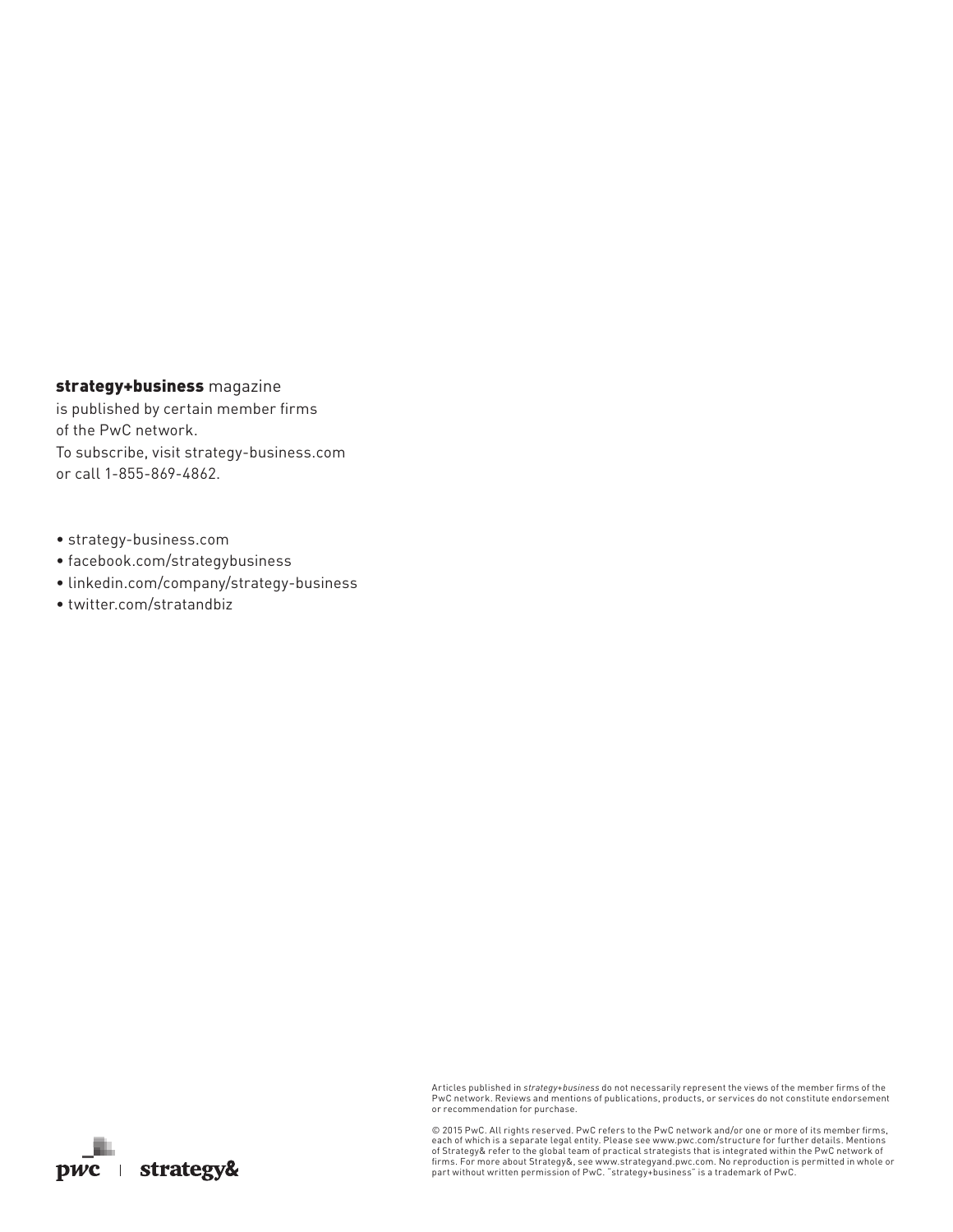**strategy+business** magazine
is published by certain member firms
of the PwC network.
To subscribe, visit strategy-business.com
or call 1-855-869-4862.

- strategy-business.com
- facebook.com/strategybusiness
- linkedin.com/company/strategy-business
- twitter.com/stratandbiz

Articles published in *strategy+business* do not necessarily represent the views of the member firms of the PwC network. Reviews and mentions of publications, products, or services do not constitute endorsement or recommendation for purchase.

© 2015 PwC. All rights reserved. PwC refers to the PwC network and/or one or more of its member firms, each of which is a separate legal entity. Please see www.pwc.com/structure for further details. Mentions of Strategy& refer to the global team of practical strategists that is integrated within the PwC network of firms. For more about Strategy&, see www.strategyand.pwc.com. No reproduction is permitted in whole or part without written permission of PwC. "strategy+business" is a trademark of PwC.

pwc | strategy&